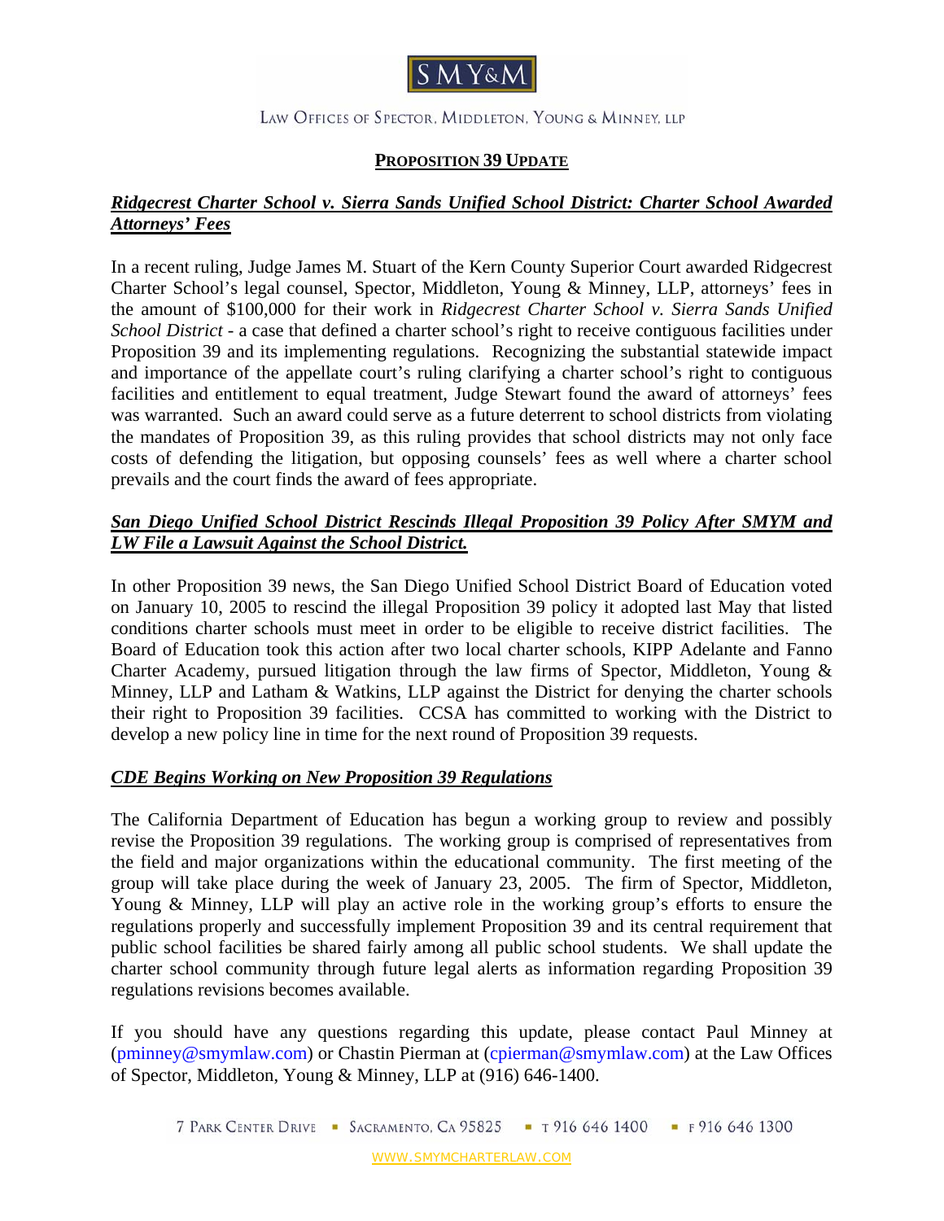S M Y&M

LAW OFFICES OF SPECTOR, MIDDLETON, YOUNG & MINNEY, LLP

# PROPOSITION 39 UPDATE

## *Ridgecrest Charter School v. Sierra Sands Unified School District: Charter School Awarded Attorneys' Fees*

In a recent ruling, Judge James M. Stuart of the Kern County Superior Court awarded Ridgecrest Charter School's legal counsel, Spector, Middleton, Young & Minney, LLP, attorneys' fees in the amount of $100,000 for their work in *Ridgecrest Charter School v. Sierra Sands Unified School District* - a case that defined a charter school's right to receive contiguous facilities under Proposition 39 and its implementing regulations. Recognizing the substantial statewide impact and importance of the appellate court's ruling clarifying a charter school's right to contiguous facilities and entitlement to equal treatment, Judge Stewart found the award of attorneys' fees was warranted. Such an award could serve as a future deterrent to school districts from violating the mandates of Proposition 39, as this ruling provides that school districts may not only face costs of defending the litigation, but opposing counsels' fees as well where a charter school prevails and the court finds the award of fees appropriate.

## *San Diego Unified School District Rescinds Illegal Proposition 39 Policy After SMYM and LW File a Lawsuit Against the School District.*

In other Proposition 39 news, the San Diego Unified School District Board of Education voted on January 10, 2005 to rescind the illegal Proposition 39 policy it adopted last May that listed conditions charter schools must meet in order to be eligible to receive district facilities. The Board of Education took this action after two local charter schools, KIPP Adelante and Fanno Charter Academy, pursued litigation through the law firms of Spector, Middleton, Young & Minney, LLP and Latham & Watkins, LLP against the District for denying the charter schools their right to Proposition 39 facilities. CCSA has committed to working with the District to develop a new policy line in time for the next round of Proposition 39 requests.

## *CDE Begins Working on New Proposition 39 Regulations*

The California Department of Education has begun a working group to review and possibly revise the Proposition 39 regulations. The working group is comprised of representatives from the field and major organizations within the educational community. The first meeting of the group will take place during the week of January 23, 2005. The firm of Spector, Middleton, Young & Minney, LLP will play an active role in the working group's efforts to ensure the regulations properly and successfully implement Proposition 39 and its central requirement that public school facilities be shared fairly among all public school students. We shall update the charter school community through future legal alerts as information regarding Proposition 39 regulations revisions becomes available.

If you should have any questions regarding this update, please contact Paul Minney at (pminney@smymlaw.com) or Chastin Pierman at (cpierman@smymlaw.com) at the Law Offices of Spector, Middleton, Young & Minney, LLP at (916) 646-1400.

7 PARK CENTER DRIVE ▪ SACRAMENTO, CA 95825 ▪ T 916 646 1400 ▪ F 916 646 1300

WWW.SMYMCHARTERLAW.COM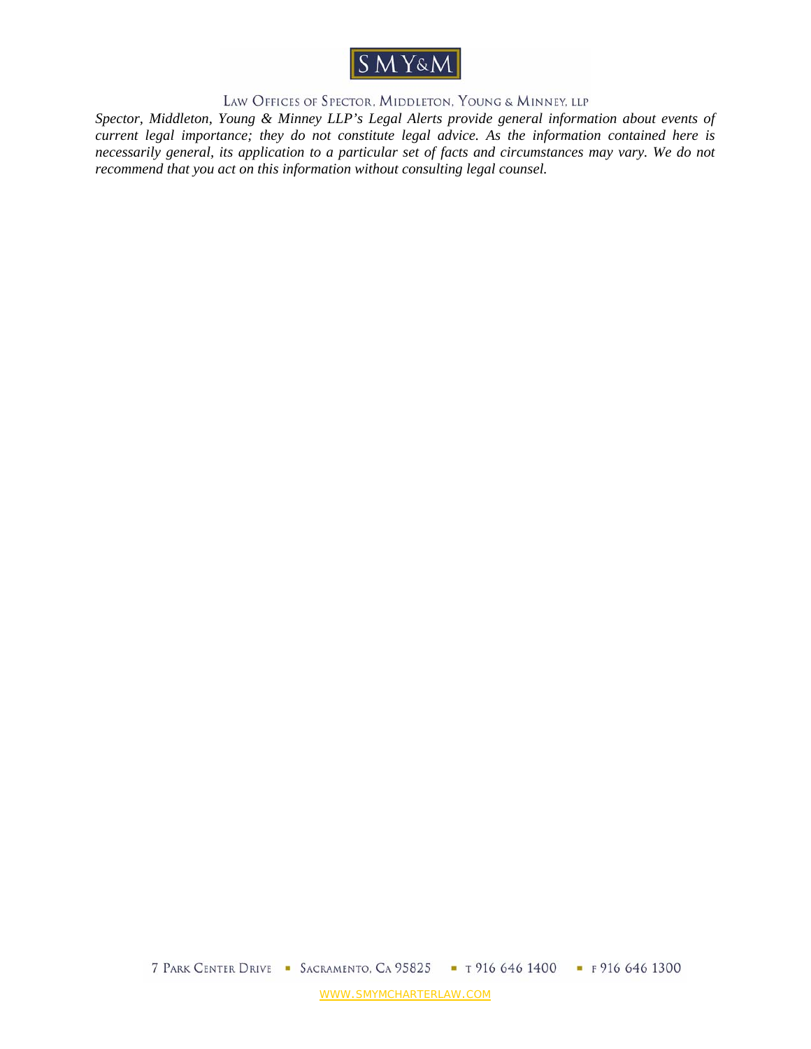Law Offices of Spector, Middleton, Young & Minney, LLP

*Spector, Middleton, Young & Minney LLP's Legal Alerts provide general information about events of current legal importance; they do not constitute legal advice. As the information contained here is necessarily general, its application to a particular set of facts and circumstances may vary. We do not recommend that you act on this information without consulting legal counsel.*